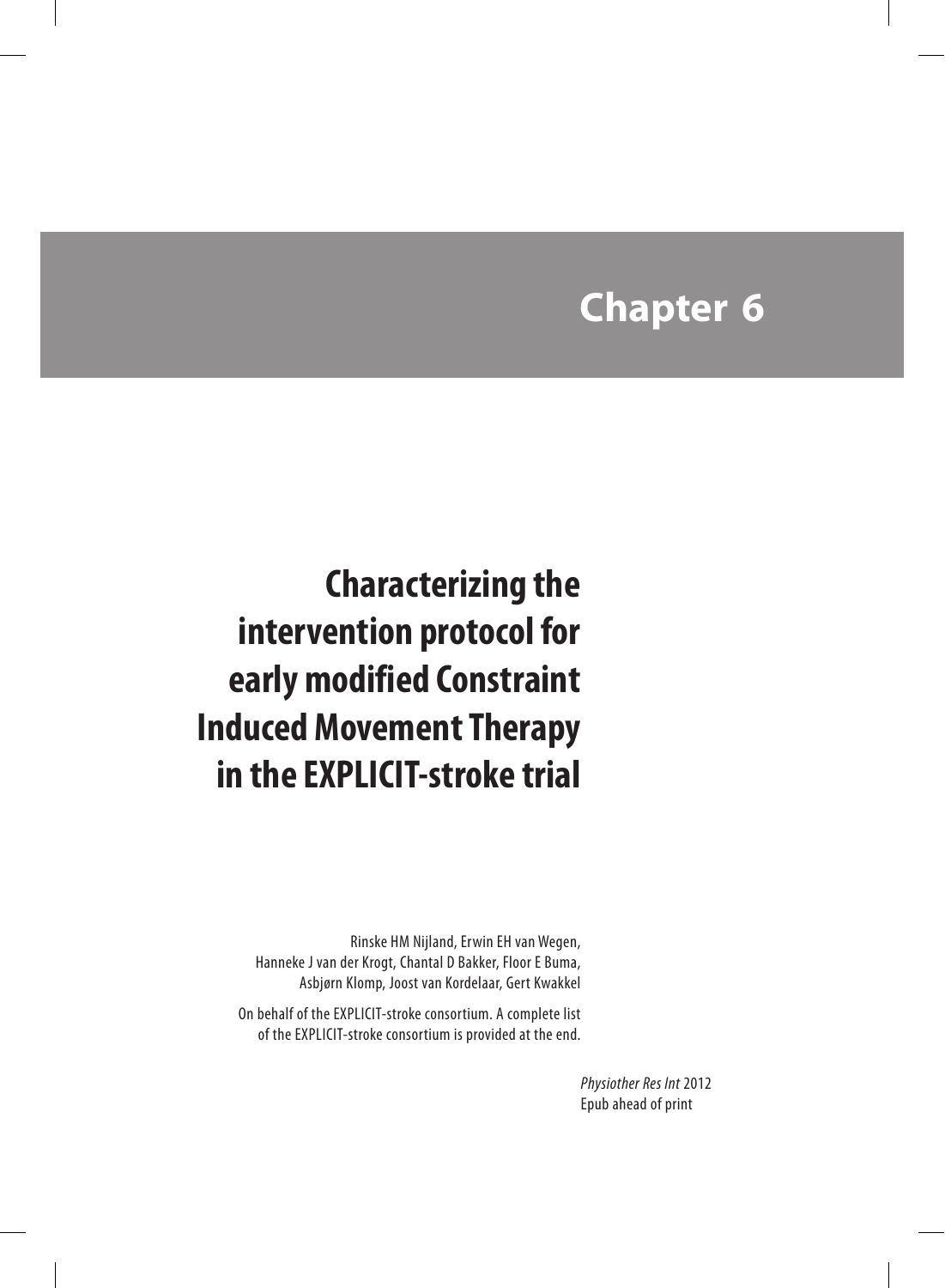# Chapter 6

## Characterizing the intervention protocol for early modified Constraint Induced Movement Therapy in the EXPLICIT-stroke trial

Rinske HM Nijland, Erwin EH van Wegen, Hanneke J van der Krogt, Chantal D Bakker, Floor E Buma, Asbjørn Klomp, Joost van Kordelaar, Gert Kwakkel

On behalf of the EXPLICIT-stroke consortium. A complete list of the EXPLICIT-stroke consortium is provided at the end.

*Physiother Res Int* 2012
Epub ahead of print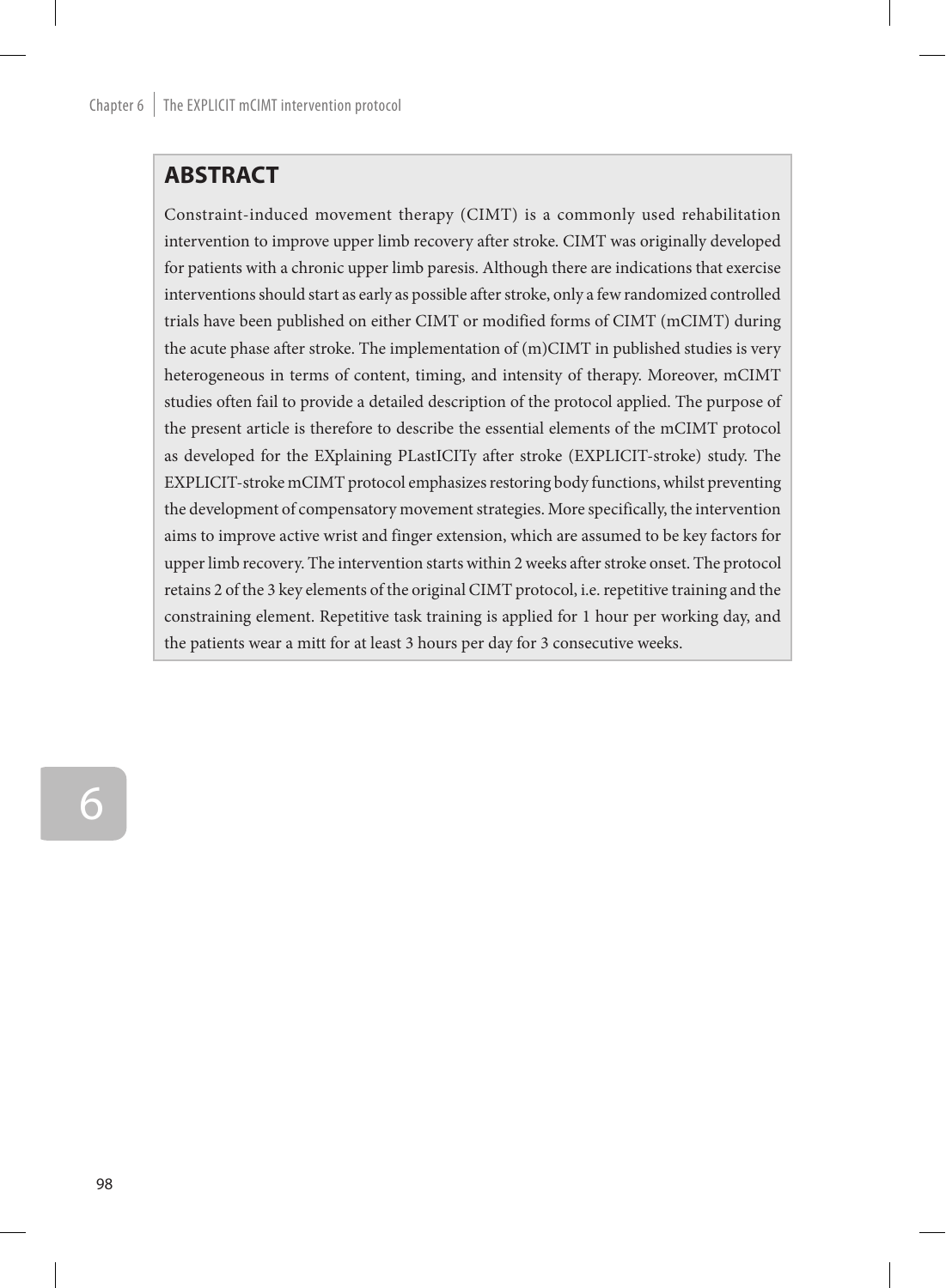## ABSTRACT

Constraint-induced movement therapy (CIMT) is a commonly used rehabilitation intervention to improve upper limb recovery after stroke. CIMT was originally developed for patients with a chronic upper limb paresis. Although there are indications that exercise interventions should start as early as possible after stroke, only a few randomized controlled trials have been published on either CIMT or modified forms of CIMT (mCIMT) during the acute phase after stroke. The implementation of (m)CIMT in published studies is very heterogeneous in terms of content, timing, and intensity of therapy. Moreover, mCIMT studies often fail to provide a detailed description of the protocol applied. The purpose of the present article is therefore to describe the essential elements of the mCIMT protocol as developed for the EXplaining PLastICITy after stroke (EXPLICIT-stroke) study. The EXPLICIT-stroke mCIMT protocol emphasizes restoring body functions, whilst preventing the development of compensatory movement strategies. More specifically, the intervention aims to improve active wrist and finger extension, which are assumed to be key factors for upper limb recovery. The intervention starts within 2 weeks after stroke onset. The protocol retains 2 of the 3 key elements of the original CIMT protocol, i.e. repetitive training and the constraining element. Repetitive task training is applied for 1 hour per working day, and the patients wear a mitt for at least 3 hours per day for 3 consecutive weeks.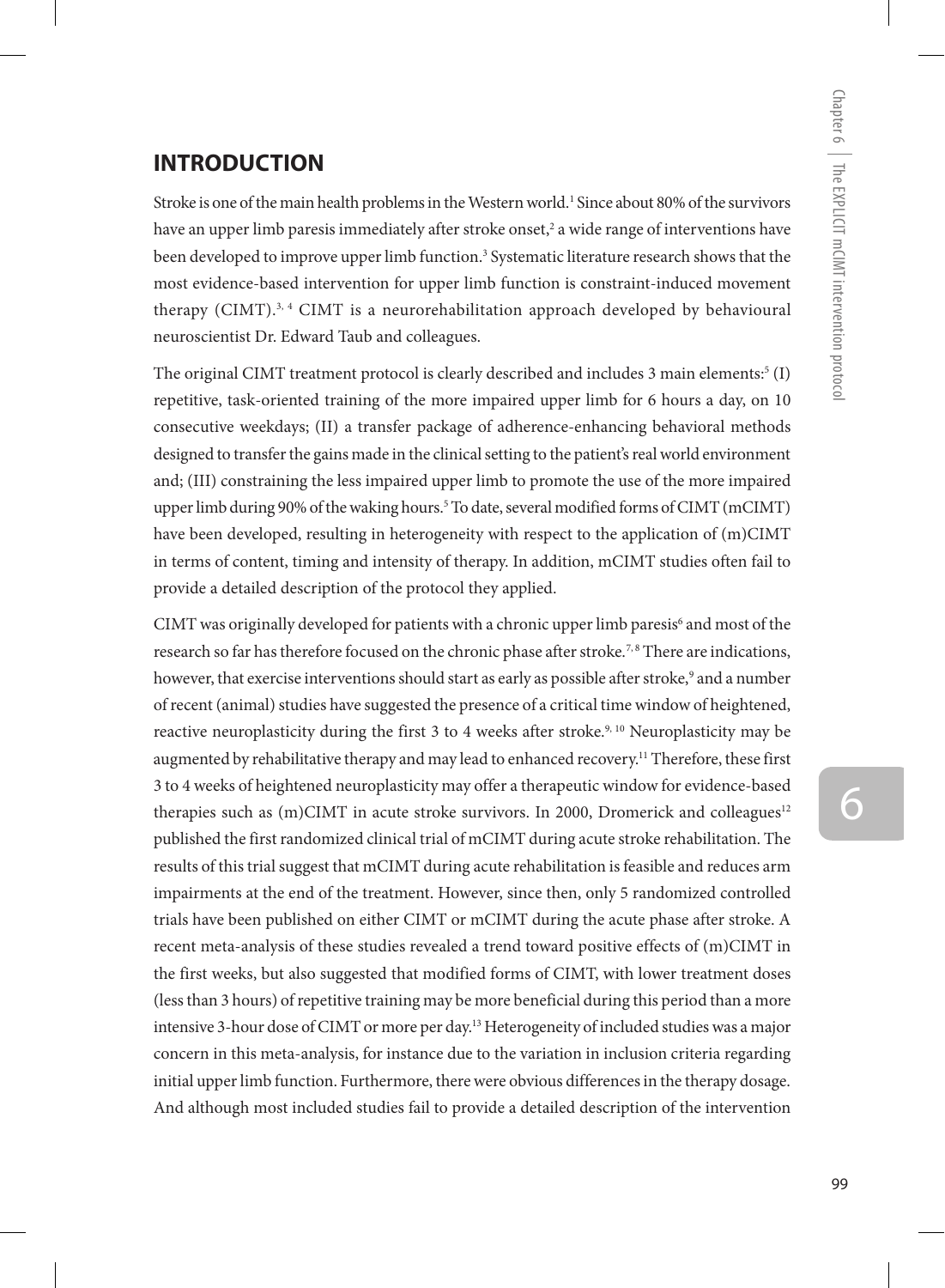## INTRODUCTION

Stroke is one of the main health problems in the Western world.[1] Since about 80% of the survivors have an upper limb paresis immediately after stroke onset,[2] a wide range of interventions have been developed to improve upper limb function.[3] Systematic literature research shows that the most evidence-based intervention for upper limb function is constraint-induced movement therapy (CIMT).[3, 4] CIMT is a neurorehabilitation approach developed by behavioural neuroscientist Dr. Edward Taub and colleagues.

The original CIMT treatment protocol is clearly described and includes 3 main elements:[5] (I) repetitive, task-oriented training of the more impaired upper limb for 6 hours a day, on 10 consecutive weekdays; (II) a transfer package of adherence-enhancing behavioral methods designed to transfer the gains made in the clinical setting to the patient's real world environment and; (III) constraining the less impaired upper limb to promote the use of the more impaired upper limb during 90% of the waking hours.[5] To date, several modified forms of CIMT (mCIMT) have been developed, resulting in heterogeneity with respect to the application of (m)CIMT in terms of content, timing and intensity of therapy. In addition, mCIMT studies often fail to provide a detailed description of the protocol they applied.

CIMT was originally developed for patients with a chronic upper limb paresis[6] and most of the research so far has therefore focused on the chronic phase after stroke.[7, 8] There are indications, however, that exercise interventions should start as early as possible after stroke,[9] and a number of recent (animal) studies have suggested the presence of a critical time window of heightened, reactive neuroplasticity during the first 3 to 4 weeks after stroke.[9, 10] Neuroplasticity may be augmented by rehabilitative therapy and may lead to enhanced recovery.[11] Therefore, these first 3 to 4 weeks of heightened neuroplasticity may offer a therapeutic window for evidence-based therapies such as (m)CIMT in acute stroke survivors. In 2000, Dromerick and colleagues[12] published the first randomized clinical trial of mCIMT during acute stroke rehabilitation. The results of this trial suggest that mCIMT during acute rehabilitation is feasible and reduces arm impairments at the end of the treatment. However, since then, only 5 randomized controlled trials have been published on either CIMT or mCIMT during the acute phase after stroke. A recent meta-analysis of these studies revealed a trend toward positive effects of (m)CIMT in the first weeks, but also suggested that modified forms of CIMT, with lower treatment doses (less than 3 hours) of repetitive training may be more beneficial during this period than a more intensive 3-hour dose of CIMT or more per day.[13] Heterogeneity of included studies was a major concern in this meta-analysis, for instance due to the variation in inclusion criteria regarding initial upper limb function. Furthermore, there were obvious differences in the therapy dosage. And although most included studies fail to provide a detailed description of the intervention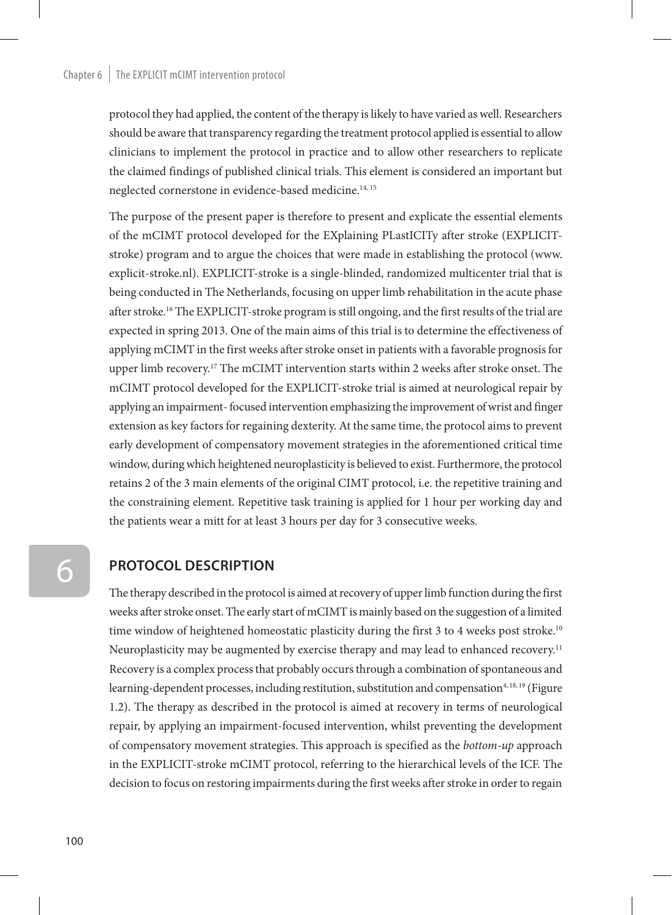protocol they had applied, the content of the therapy is likely to have varied as well. Researchers should be aware that transparency regarding the treatment protocol applied is essential to allow clinicians to implement the protocol in practice and to allow other researchers to replicate the claimed findings of published clinical trials. This element is considered an important but neglected cornerstone in evidence-based medicine.[14, 15]

The purpose of the present paper is therefore to present and explicate the essential elements of the mCIMT protocol developed for the EXplaining PLastICITy after stroke (EXPLICIT-stroke) program and to argue the choices that were made in establishing the protocol (www.explicit-stroke.nl). EXPLICIT-stroke is a single-blinded, randomized multicenter trial that is being conducted in The Netherlands, focusing on upper limb rehabilitation in the acute phase after stroke.[16] The EXPLICIT-stroke program is still ongoing, and the first results of the trial are expected in spring 2013. One of the main aims of this trial is to determine the effectiveness of applying mCIMT in the first weeks after stroke onset in patients with a favorable prognosis for upper limb recovery.[17] The mCIMT intervention starts within 2 weeks after stroke onset. The mCIMT protocol developed for the EXPLICIT-stroke trial is aimed at neurological repair by applying an impairment- focused intervention emphasizing the improvement of wrist and finger extension as key factors for regaining dexterity. At the same time, the protocol aims to prevent early development of compensatory movement strategies in the aforementioned critical time window, during which heightened neuroplasticity is believed to exist. Furthermore, the protocol retains 2 of the 3 main elements of the original CIMT protocol, i.e. the repetitive training and the constraining element. Repetitive task training is applied for 1 hour per working day and the patients wear a mitt for at least 3 hours per day for 3 consecutive weeks.

## PROTOCOL DESCRIPTION

The therapy described in the protocol is aimed at recovery of upper limb function during the first weeks after stroke onset. The early start of mCIMT is mainly based on the suggestion of a limited time window of heightened homeostatic plasticity during the first 3 to 4 weeks post stroke.[10] Neuroplasticity may be augmented by exercise therapy and may lead to enhanced recovery.[11] Recovery is a complex process that probably occurs through a combination of spontaneous and learning-dependent processes, including restitution, substitution and compensation[4, 18, 19] (Figure 1.2). The therapy as described in the protocol is aimed at recovery in terms of neurological repair, by applying an impairment-focused intervention, whilst preventing the development of compensatory movement strategies. This approach is specified as the *bottom-up* approach in the EXPLICIT-stroke mCIMT protocol, referring to the hierarchical levels of the ICF. The decision to focus on restoring impairments during the first weeks after stroke in order to regain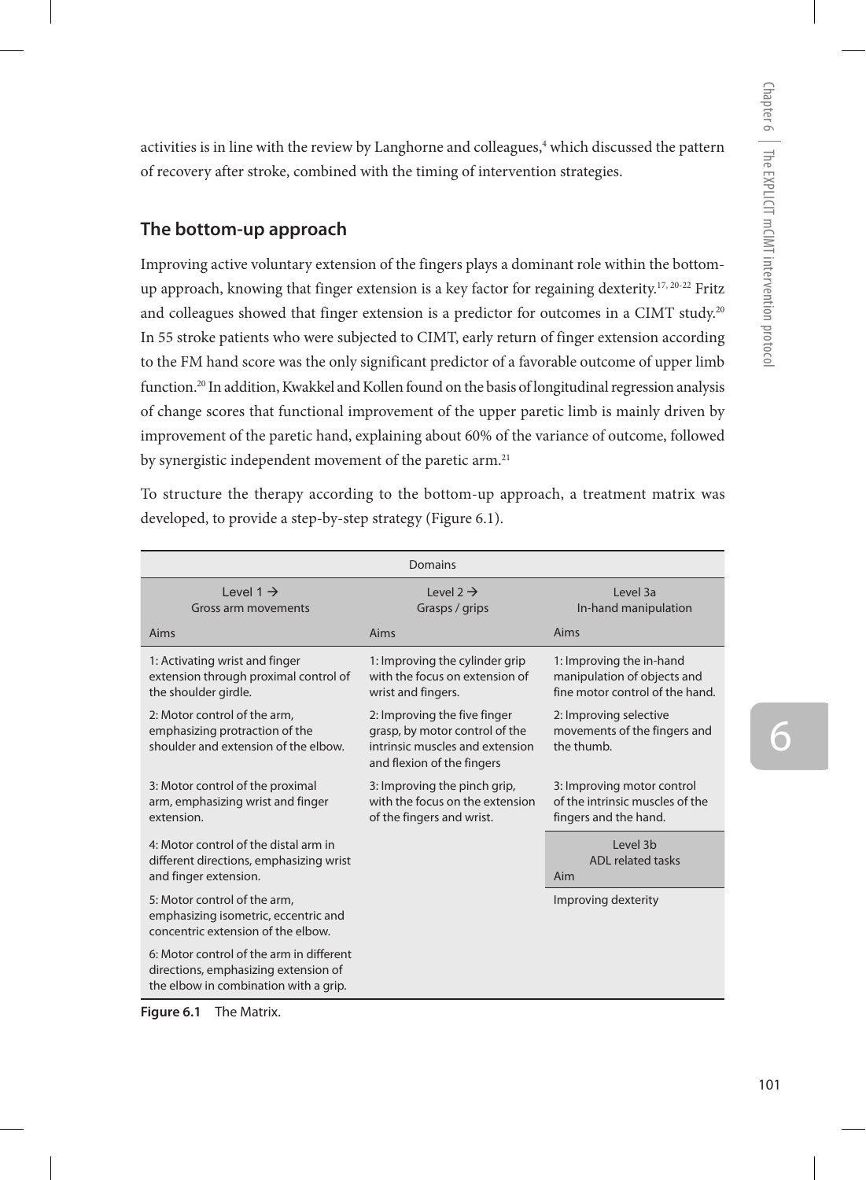activities is in line with the review by Langhorne and colleagues,[4] which discussed the pattern of recovery after stroke, combined with the timing of intervention strategies.

## The bottom-up approach

Improving active voluntary extension of the fingers plays a dominant role within the bottom-up approach, knowing that finger extension is a key factor for regaining dexterity.[17, 20-22] Fritz and colleagues showed that finger extension is a predictor for outcomes in a CIMT study.[20] In 55 stroke patients who were subjected to CIMT, early return of finger extension according to the FM hand score was the only significant predictor of a favorable outcome of upper limb function.[20] In addition, Kwakkel and Kollen found on the basis of longitudinal regression analysis of change scores that functional improvement of the upper paretic limb is mainly driven by improvement of the paretic hand, explaining about 60% of the variance of outcome, followed by synergistic independent movement of the paretic arm.[21]

To structure the therapy according to the bottom-up approach, a treatment matrix was developed, to provide a step-by-step strategy (Figure 6.1).

| Domains | | |
|---|---|---|
| Level 1 → Gross arm movements | Level 2 → Grasps / grips | Level 3a In-hand manipulation |
| Aims | Aims | Aims |
| 1: Activating wrist and finger extension through proximal control of the shoulder girdle. | 1: Improving the cylinder grip with the focus on extension of wrist and fingers. | 1: Improving the in-hand manipulation of objects and fine motor control of the hand. |
| 2: Motor control of the arm, emphasizing protraction of the shoulder and extension of the elbow. | 2: Improving the five finger grasp, by motor control of the intrinsic muscles and extension and flexion of the fingers | 2: Improving selective movements of the fingers and the thumb. |
| 3: Motor control of the proximal arm, emphasizing wrist and finger extension. | 3: Improving the pinch grip, with the focus on the extension of the fingers and wrist. | 3: Improving motor control of the intrinsic muscles of the fingers and the hand. |
| 4: Motor control of the distal arm in different directions, emphasizing wrist and finger extension. | | Level 3b ADL related tasks Aim |
| 5: Motor control of the arm, emphasizing isometric, eccentric and concentric extension of the elbow. | | Improving dexterity |
| 6: Motor control of the arm in different directions, emphasizing extension of the elbow in combination with a grip. | | |

**Figure 6.1** The Matrix.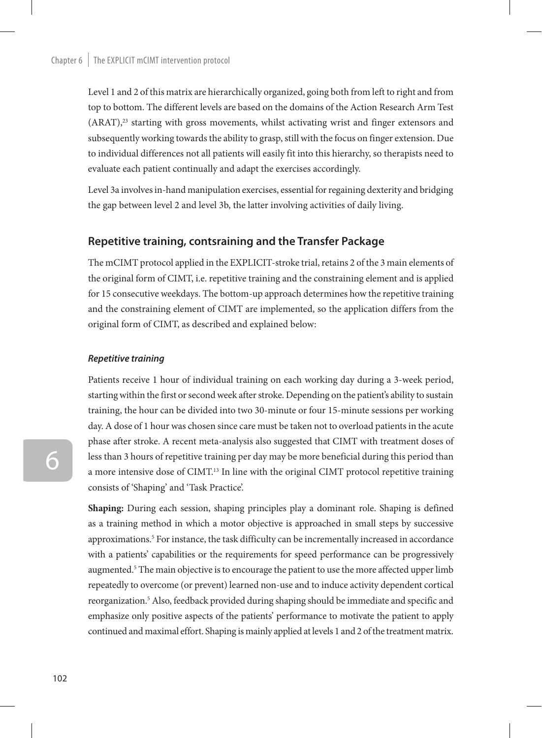Level 1 and 2 of this matrix are hierarchically organized, going both from left to right and from top to bottom. The different levels are based on the domains of the Action Research Arm Test (ARAT),[23] starting with gross movements, whilst activating wrist and finger extensors and subsequently working towards the ability to grasp, still with the focus on finger extension. Due to individual differences not all patients will easily fit into this hierarchy, so therapists need to evaluate each patient continually and adapt the exercises accordingly.

Level 3a involves in-hand manipulation exercises, essential for regaining dexterity and bridging the gap between level 2 and level 3b, the latter involving activities of daily living.

## Repetitive training, contsraining and the Transfer Package

The mCIMT protocol applied in the EXPLICIT-stroke trial, retains 2 of the 3 main elements of the original form of CIMT, i.e. repetitive training and the constraining element and is applied for 15 consecutive weekdays. The bottom-up approach determines how the repetitive training and the constraining element of CIMT are implemented, so the application differs from the original form of CIMT, as described and explained below:

### *Repetitive training*

Patients receive 1 hour of individual training on each working day during a 3-week period, starting within the first or second week after stroke. Depending on the patient's ability to sustain training, the hour can be divided into two 30-minute or four 15-minute sessions per working day. A dose of 1 hour was chosen since care must be taken not to overload patients in the acute phase after stroke. A recent meta-analysis also suggested that CIMT with treatment doses of less than 3 hours of repetitive training per day may be more beneficial during this period than a more intensive dose of CIMT.[13] In line with the original CIMT protocol repetitive training consists of 'Shaping' and 'Task Practice'.

**Shaping:** During each session, shaping principles play a dominant role. Shaping is defined as a training method in which a motor objective is approached in small steps by successive approximations.[5] For instance, the task difficulty can be incrementally increased in accordance with a patients' capabilities or the requirements for speed performance can be progressively augmented.[5] The main objective is to encourage the patient to use the more affected upper limb repeatedly to overcome (or prevent) learned non-use and to induce activity dependent cortical reorganization.[5] Also, feedback provided during shaping should be immediate and specific and emphasize only positive aspects of the patients' performance to motivate the patient to apply continued and maximal effort. Shaping is mainly applied at levels 1 and 2 of the treatment matrix.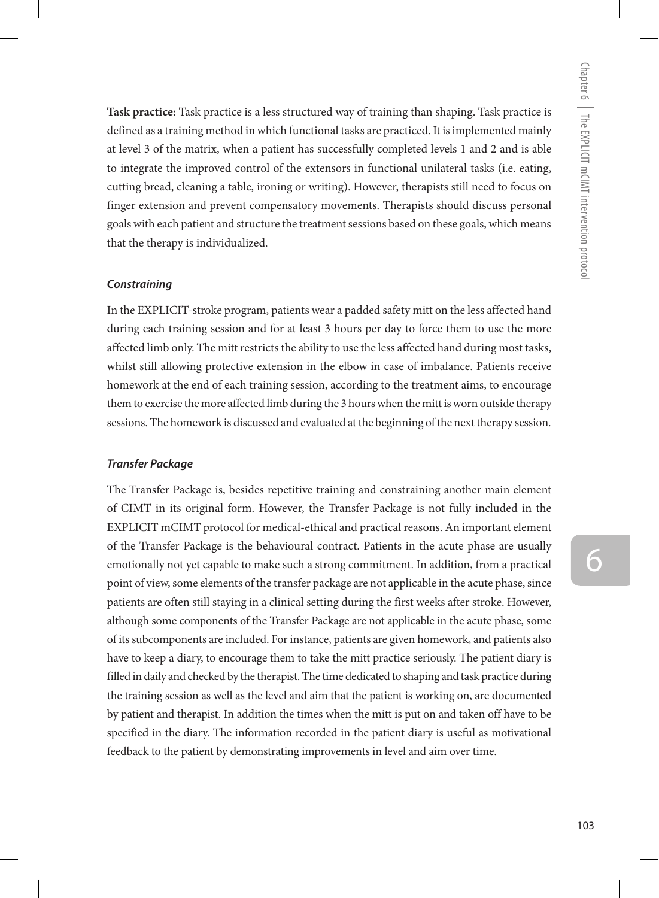**Task practice:** Task practice is a less structured way of training than shaping. Task practice is defined as a training method in which functional tasks are practiced. It is implemented mainly at level 3 of the matrix, when a patient has successfully completed levels 1 and 2 and is able to integrate the improved control of the extensors in functional unilateral tasks (i.e. eating, cutting bread, cleaning a table, ironing or writing). However, therapists still need to focus on finger extension and prevent compensatory movements. Therapists should discuss personal goals with each patient and structure the treatment sessions based on these goals, which means that the therapy is individualized.

### *Constraining*

In the EXPLICIT-stroke program, patients wear a padded safety mitt on the less affected hand during each training session and for at least 3 hours per day to force them to use the more affected limb only. The mitt restricts the ability to use the less affected hand during most tasks, whilst still allowing protective extension in the elbow in case of imbalance. Patients receive homework at the end of each training session, according to the treatment aims, to encourage them to exercise the more affected limb during the 3 hours when the mitt is worn outside therapy sessions. The homework is discussed and evaluated at the beginning of the next therapy session.

### *Transfer Package*

The Transfer Package is, besides repetitive training and constraining another main element of CIMT in its original form. However, the Transfer Package is not fully included in the EXPLICIT mCIMT protocol for medical-ethical and practical reasons. An important element of the Transfer Package is the behavioural contract. Patients in the acute phase are usually emotionally not yet capable to make such a strong commitment. In addition, from a practical point of view, some elements of the transfer package are not applicable in the acute phase, since patients are often still staying in a clinical setting during the first weeks after stroke. However, although some components of the Transfer Package are not applicable in the acute phase, some of its subcomponents are included. For instance, patients are given homework, and patients also have to keep a diary, to encourage them to take the mitt practice seriously. The patient diary is filled in daily and checked by the therapist. The time dedicated to shaping and task practice during the training session as well as the level and aim that the patient is working on, are documented by patient and therapist. In addition the times when the mitt is put on and taken off have to be specified in the diary. The information recorded in the patient diary is useful as motivational feedback to the patient by demonstrating improvements in level and aim over time.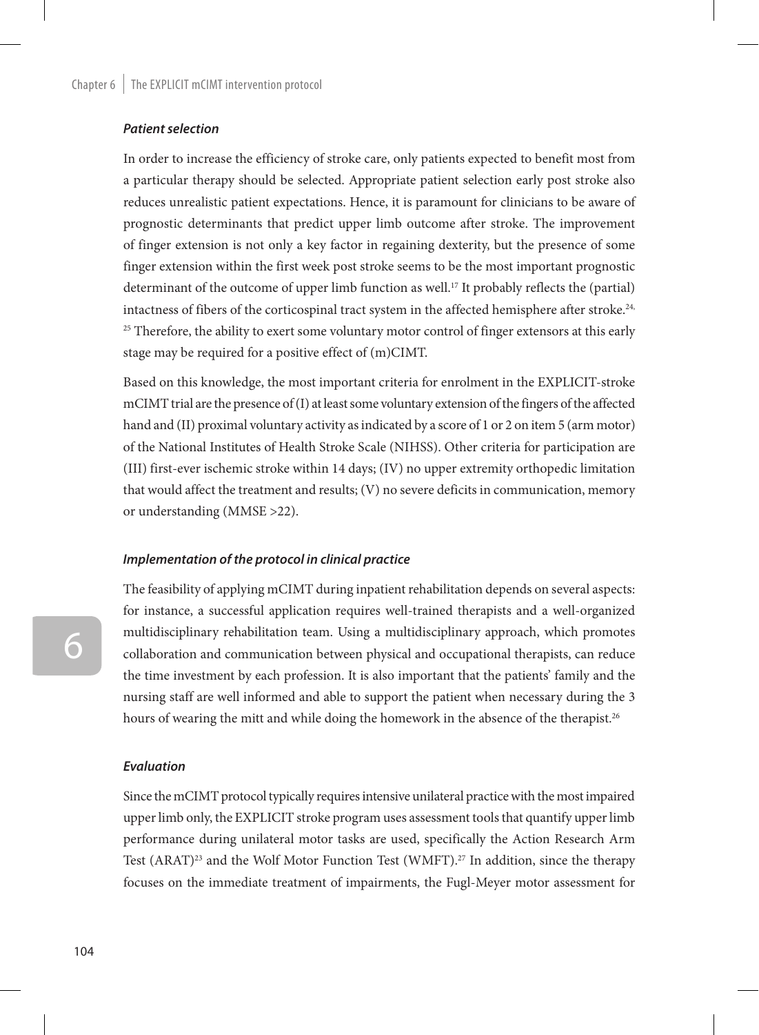### *Patient selection*

In order to increase the efficiency of stroke care, only patients expected to benefit most from a particular therapy should be selected. Appropriate patient selection early post stroke also reduces unrealistic patient expectations. Hence, it is paramount for clinicians to be aware of prognostic determinants that predict upper limb outcome after stroke. The improvement of finger extension is not only a key factor in regaining dexterity, but the presence of some finger extension within the first week post stroke seems to be the most important prognostic determinant of the outcome of upper limb function as well.[17] It probably reflects the (partial) intactness of fibers of the corticospinal tract system in the affected hemisphere after stroke.[24, 25] Therefore, the ability to exert some voluntary motor control of finger extensors at this early stage may be required for a positive effect of (m)CIMT.

Based on this knowledge, the most important criteria for enrolment in the EXPLICIT-stroke mCIMT trial are the presence of (I) at least some voluntary extension of the fingers of the affected hand and (II) proximal voluntary activity as indicated by a score of 1 or 2 on item 5 (arm motor) of the National Institutes of Health Stroke Scale (NIHSS). Other criteria for participation are (III) first-ever ischemic stroke within 14 days; (IV) no upper extremity orthopedic limitation that would affect the treatment and results; (V) no severe deficits in communication, memory or understanding (MMSE >22).

### *Implementation of the protocol in clinical practice*

The feasibility of applying mCIMT during inpatient rehabilitation depends on several aspects: for instance, a successful application requires well-trained therapists and a well-organized multidisciplinary rehabilitation team. Using a multidisciplinary approach, which promotes collaboration and communication between physical and occupational therapists, can reduce the time investment by each profession. It is also important that the patients' family and the nursing staff are well informed and able to support the patient when necessary during the 3 hours of wearing the mitt and while doing the homework in the absence of the therapist.[26]

### *Evaluation*

Since the mCIMT protocol typically requires intensive unilateral practice with the most impaired upper limb only, the EXPLICIT stroke program uses assessment tools that quantify upper limb performance during unilateral motor tasks are used, specifically the Action Research Arm Test (ARAT)[23] and the Wolf Motor Function Test (WMFT).[27] In addition, since the therapy focuses on the immediate treatment of impairments, the Fugl-Meyer motor assessment for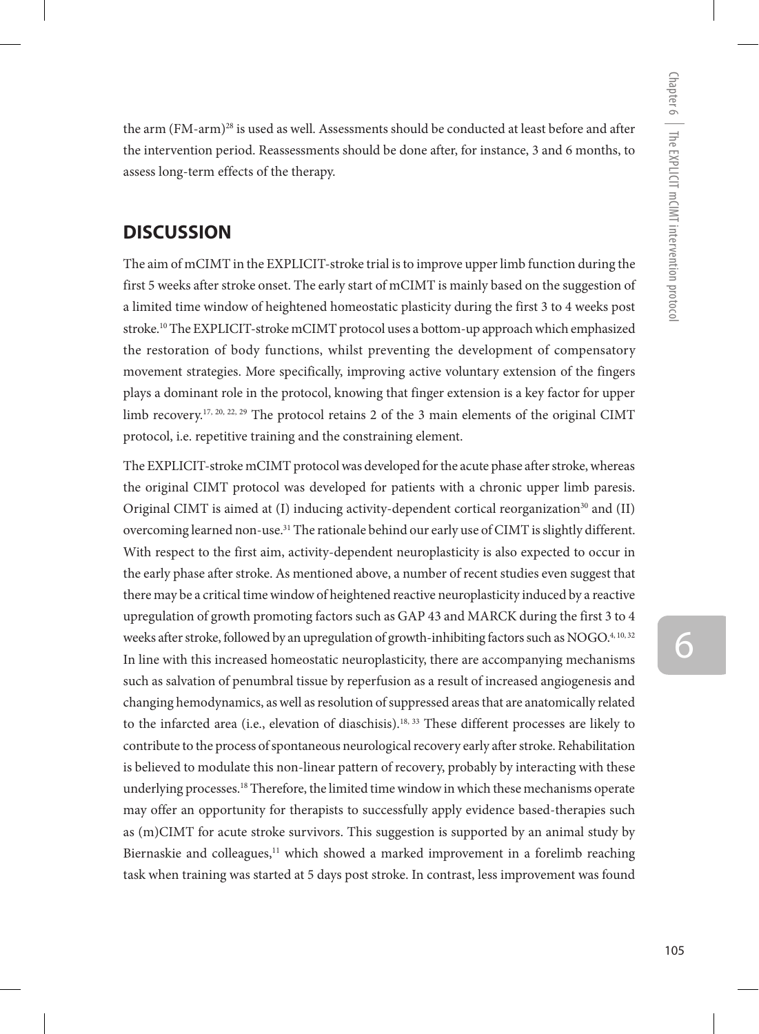the arm (FM-arm)[28] is used as well. Assessments should be conducted at least before and after the intervention period. Reassessments should be done after, for instance, 3 and 6 months, to assess long-term effects of the therapy.

## DISCUSSION

The aim of mCIMT in the EXPLICIT-stroke trial is to improve upper limb function during the first 5 weeks after stroke onset. The early start of mCIMT is mainly based on the suggestion of a limited time window of heightened homeostatic plasticity during the first 3 to 4 weeks post stroke.[10] The EXPLICIT-stroke mCIMT protocol uses a bottom-up approach which emphasized the restoration of body functions, whilst preventing the development of compensatory movement strategies. More specifically, improving active voluntary extension of the fingers plays a dominant role in the protocol, knowing that finger extension is a key factor for upper limb recovery.[17, 20, 22, 29] The protocol retains 2 of the 3 main elements of the original CIMT protocol, i.e. repetitive training and the constraining element.

The EXPLICIT-stroke mCIMT protocol was developed for the acute phase after stroke, whereas the original CIMT protocol was developed for patients with a chronic upper limb paresis. Original CIMT is aimed at (I) inducing activity-dependent cortical reorganization[30] and (II) overcoming learned non-use.[31] The rationale behind our early use of CIMT is slightly different. With respect to the first aim, activity-dependent neuroplasticity is also expected to occur in the early phase after stroke. As mentioned above, a number of recent studies even suggest that there may be a critical time window of heightened reactive neuroplasticity induced by a reactive upregulation of growth promoting factors such as GAP 43 and MARCK during the first 3 to 4 weeks after stroke, followed by an upregulation of growth-inhibiting factors such as NOGO.[4, 10, 32] In line with this increased homeostatic neuroplasticity, there are accompanying mechanisms such as salvation of penumbral tissue by reperfusion as a result of increased angiogenesis and changing hemodynamics, as well as resolution of suppressed areas that are anatomically related to the infarcted area (i.e., elevation of diaschisis).[18, 33] These different processes are likely to contribute to the process of spontaneous neurological recovery early after stroke. Rehabilitation is believed to modulate this non-linear pattern of recovery, probably by interacting with these underlying processes.[18] Therefore, the limited time window in which these mechanisms operate may offer an opportunity for therapists to successfully apply evidence based-therapies such as (m)CIMT for acute stroke survivors. This suggestion is supported by an animal study by Biernaskie and colleagues,[11] which showed a marked improvement in a forelimb reaching task when training was started at 5 days post stroke. In contrast, less improvement was found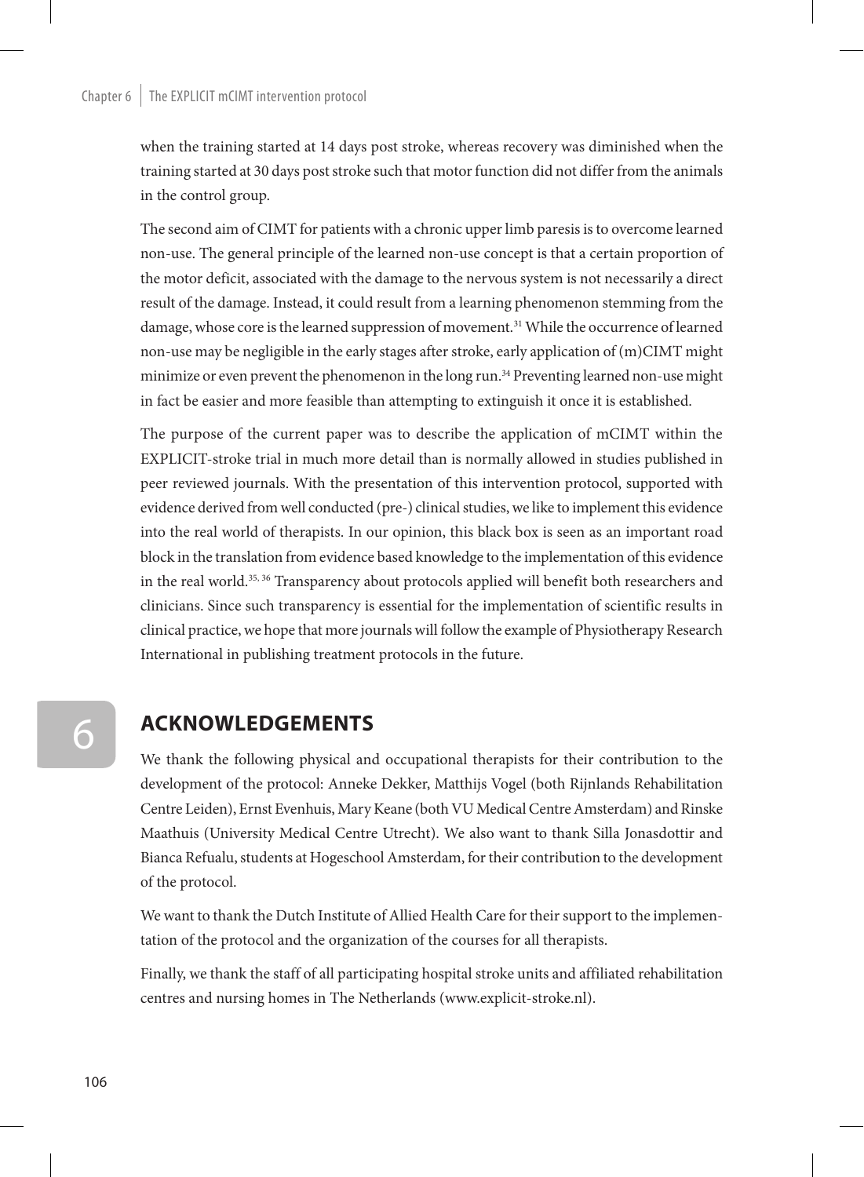when the training started at 14 days post stroke, whereas recovery was diminished when the training started at 30 days post stroke such that motor function did not differ from the animals in the control group.

The second aim of CIMT for patients with a chronic upper limb paresis is to overcome learned non-use. The general principle of the learned non-use concept is that a certain proportion of the motor deficit, associated with the damage to the nervous system is not necessarily a direct result of the damage. Instead, it could result from a learning phenomenon stemming from the damage, whose core is the learned suppression of movement.[31] While the occurrence of learned non-use may be negligible in the early stages after stroke, early application of (m)CIMT might minimize or even prevent the phenomenon in the long run.[34] Preventing learned non-use might in fact be easier and more feasible than attempting to extinguish it once it is established.

The purpose of the current paper was to describe the application of mCIMT within the EXPLICIT-stroke trial in much more detail than is normally allowed in studies published in peer reviewed journals. With the presentation of this intervention protocol, supported with evidence derived from well conducted (pre-) clinical studies, we like to implement this evidence into the real world of therapists. In our opinion, this black box is seen as an important road block in the translation from evidence based knowledge to the implementation of this evidence in the real world.[35, 36] Transparency about protocols applied will benefit both researchers and clinicians. Since such transparency is essential for the implementation of scientific results in clinical practice, we hope that more journals will follow the example of Physiotherapy Research International in publishing treatment protocols in the future.

## ACKNOWLEDGEMENTS

We thank the following physical and occupational therapists for their contribution to the development of the protocol: Anneke Dekker, Matthijs Vogel (both Rijnlands Rehabilitation Centre Leiden), Ernst Evenhuis, Mary Keane (both VU Medical Centre Amsterdam) and Rinske Maathuis (University Medical Centre Utrecht). We also want to thank Silla Jonasdottir and Bianca Refualu, students at Hogeschool Amsterdam, for their contribution to the development of the protocol.

We want to thank the Dutch Institute of Allied Health Care for their support to the implementation of the protocol and the organization of the courses for all therapists.

Finally, we thank the staff of all participating hospital stroke units and affiliated rehabilitation centres and nursing homes in The Netherlands (www.explicit-stroke.nl).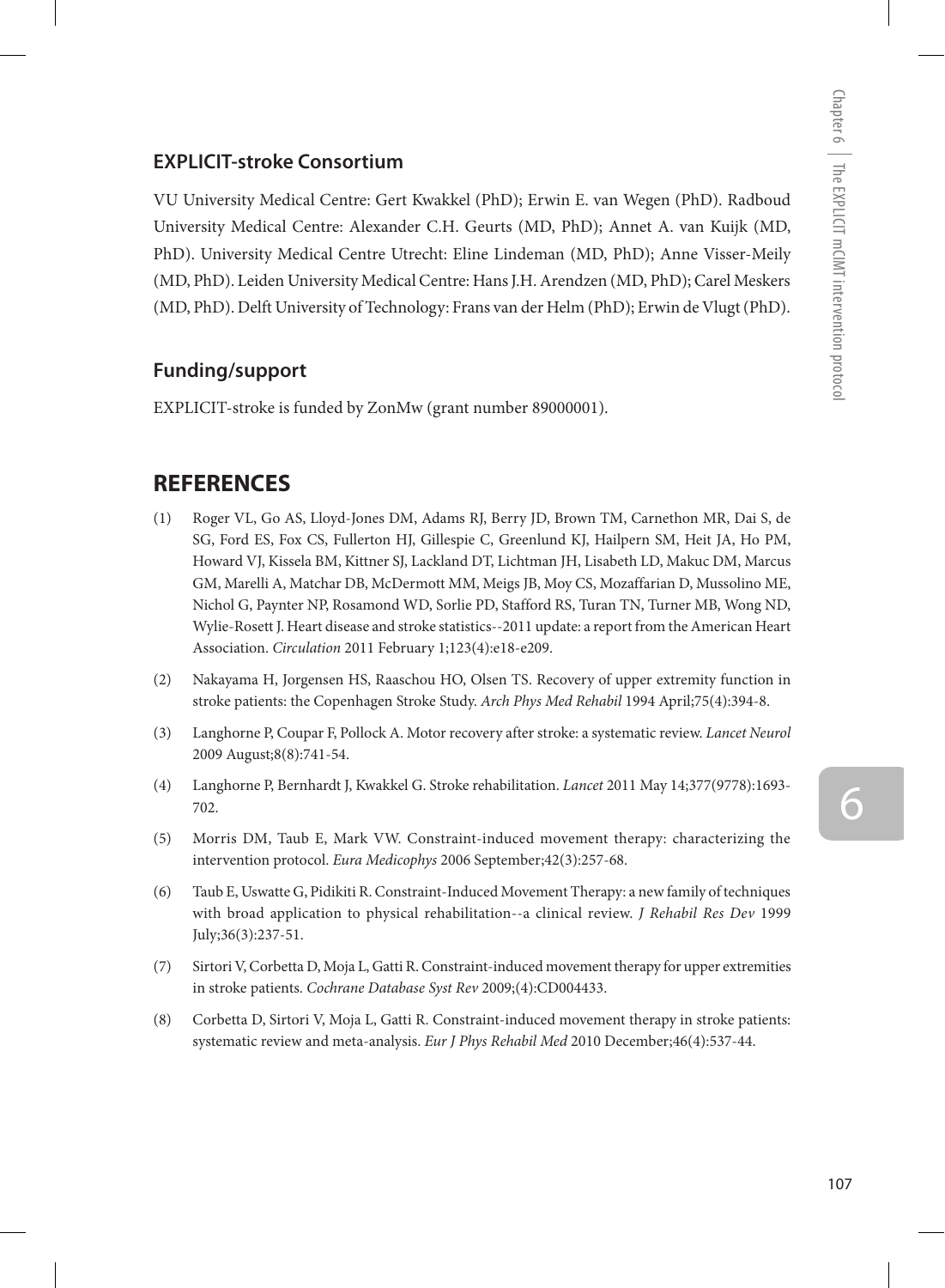### EXPLICIT-stroke Consortium

VU University Medical Centre: Gert Kwakkel (PhD); Erwin E. van Wegen (PhD). Radboud University Medical Centre: Alexander C.H. Geurts (MD, PhD); Annet A. van Kuijk (MD, PhD). University Medical Centre Utrecht: Eline Lindeman (MD, PhD); Anne Visser-Meily (MD, PhD). Leiden University Medical Centre: Hans J.H. Arendzen (MD, PhD); Carel Meskers (MD, PhD). Delft University of Technology: Frans van der Helm (PhD); Erwin de Vlugt (PhD).

### Funding/support

EXPLICIT-stroke is funded by ZonMw (grant number 89000001).

## REFERENCES

(1) Roger VL, Go AS, Lloyd-Jones DM, Adams RJ, Berry JD, Brown TM, Carnethon MR, Dai S, de SG, Ford ES, Fox CS, Fullerton HJ, Gillespie C, Greenlund KJ, Hailpern SM, Heit JA, Ho PM, Howard VJ, Kissela BM, Kittner SJ, Lackland DT, Lichtman JH, Lisabeth LD, Makuc DM, Marcus GM, Marelli A, Matchar DB, McDermott MM, Meigs JB, Moy CS, Mozaffarian D, Mussolino ME, Nichol G, Paynter NP, Rosamond WD, Sorlie PD, Stafford RS, Turan TN, Turner MB, Wong ND, Wylie-Rosett J. Heart disease and stroke statistics--2011 update: a report from the American Heart Association. *Circulation* 2011 February 1;123(4):e18-e209.

(2) Nakayama H, Jorgensen HS, Raaschou HO, Olsen TS. Recovery of upper extremity function in stroke patients: the Copenhagen Stroke Study. *Arch Phys Med Rehabil* 1994 April;75(4):394-8.

(3) Langhorne P, Coupar F, Pollock A. Motor recovery after stroke: a systematic review. *Lancet Neurol* 2009 August;8(8):741-54.

(4) Langhorne P, Bernhardt J, Kwakkel G. Stroke rehabilitation. *Lancet* 2011 May 14;377(9778):1693-702.

(5) Morris DM, Taub E, Mark VW. Constraint-induced movement therapy: characterizing the intervention protocol. *Eura Medicophys* 2006 September;42(3):257-68.

(6) Taub E, Uswatte G, Pidikiti R. Constraint-Induced Movement Therapy: a new family of techniques with broad application to physical rehabilitation--a clinical review. *J Rehabil Res Dev* 1999 July;36(3):237-51.

(7) Sirtori V, Corbetta D, Moja L, Gatti R. Constraint-induced movement therapy for upper extremities in stroke patients. *Cochrane Database Syst Rev* 2009;(4):CD004433.

(8) Corbetta D, Sirtori V, Moja L, Gatti R. Constraint-induced movement therapy in stroke patients: systematic review and meta-analysis. *Eur J Phys Rehabil Med* 2010 December;46(4):537-44.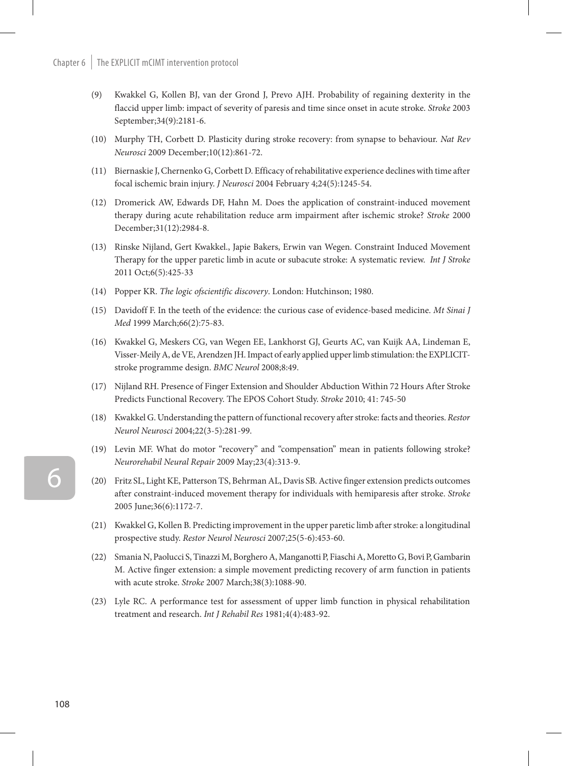(9) Kwakkel G, Kollen BJ, van der Grond J, Prevo AJH. Probability of regaining dexterity in the flaccid upper limb: impact of severity of paresis and time since onset in acute stroke. *Stroke* 2003 September;34(9):2181-6.

(10) Murphy TH, Corbett D. Plasticity during stroke recovery: from synapse to behaviour. *Nat Rev Neurosci* 2009 December;10(12):861-72.

(11) Biernaskie J, Chernenko G, Corbett D. Efficacy of rehabilitative experience declines with time after focal ischemic brain injury. *J Neurosci* 2004 February 4;24(5):1245-54.

(12) Dromerick AW, Edwards DF, Hahn M. Does the application of constraint-induced movement therapy during acute rehabilitation reduce arm impairment after ischemic stroke? *Stroke* 2000 December;31(12):2984-8.

(13) Rinske Nijland, Gert Kwakkel., Japie Bakers, Erwin van Wegen. Constraint Induced Movement Therapy for the upper paretic limb in acute or subacute stroke: A systematic review. *Int J Stroke* 2011 Oct;6(5):425-33

(14) Popper KR. *The logic ofscientific discovery*. London: Hutchinson; 1980.

(15) Davidoff F. In the teeth of the evidence: the curious case of evidence-based medicine. *Mt Sinai J Med* 1999 March;66(2):75-83.

(16) Kwakkel G, Meskers CG, van Wegen EE, Lankhorst GJ, Geurts AC, van Kuijk AA, Lindeman E, Visser-Meily A, de VE, Arendzen JH. Impact of early applied upper limb stimulation: the EXPLICIT-stroke programme design. *BMC Neurol* 2008;8:49.

(17) Nijland RH. Presence of Finger Extension and Shoulder Abduction Within 72 Hours After Stroke Predicts Functional Recovery. The EPOS Cohort Study. *Stroke* 2010; 41: 745-50

(18) Kwakkel G. Understanding the pattern of functional recovery after stroke: facts and theories. *Restor Neurol Neurosci* 2004;22(3-5):281-99.

(19) Levin MF. What do motor "recovery" and "compensation" mean in patients following stroke? *Neurorehabil Neural Repair* 2009 May;23(4):313-9.

(20) Fritz SL, Light KE, Patterson TS, Behrman AL, Davis SB. Active finger extension predicts outcomes after constraint-induced movement therapy for individuals with hemiparesis after stroke. *Stroke* 2005 June;36(6):1172-7.

(21) Kwakkel G, Kollen B. Predicting improvement in the upper paretic limb after stroke: a longitudinal prospective study. *Restor Neurol Neurosci* 2007;25(5-6):453-60.

(22) Smania N, Paolucci S, Tinazzi M, Borghero A, Manganotti P, Fiaschi A, Moretto G, Bovi P, Gambarin M. Active finger extension: a simple movement predicting recovery of arm function in patients with acute stroke. *Stroke* 2007 March;38(3):1088-90.

(23) Lyle RC. A performance test for assessment of upper limb function in physical rehabilitation treatment and research. *Int J Rehabil Res* 1981;4(4):483-92.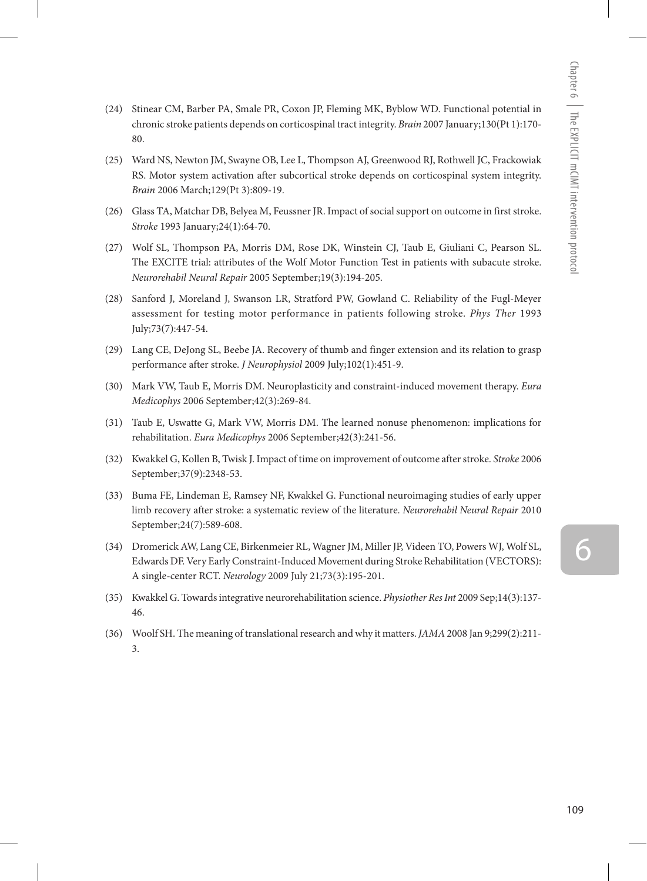(24) Stinear CM, Barber PA, Smale PR, Coxon JP, Fleming MK, Byblow WD. Functional potential in chronic stroke patients depends on corticospinal tract integrity. *Brain* 2007 January;130(Pt 1):170-80.

(25) Ward NS, Newton JM, Swayne OB, Lee L, Thompson AJ, Greenwood RJ, Rothwell JC, Frackowiak RS. Motor system activation after subcortical stroke depends on corticospinal system integrity. *Brain* 2006 March;129(Pt 3):809-19.

(26) Glass TA, Matchar DB, Belyea M, Feussner JR. Impact of social support on outcome in first stroke. *Stroke* 1993 January;24(1):64-70.

(27) Wolf SL, Thompson PA, Morris DM, Rose DK, Winstein CJ, Taub E, Giuliani C, Pearson SL. The EXCITE trial: attributes of the Wolf Motor Function Test in patients with subacute stroke. *Neurorehabil Neural Repair* 2005 September;19(3):194-205.

(28) Sanford J, Moreland J, Swanson LR, Stratford PW, Gowland C. Reliability of the Fugl-Meyer assessment for testing motor performance in patients following stroke. *Phys Ther* 1993 July;73(7):447-54.

(29) Lang CE, DeJong SL, Beebe JA. Recovery of thumb and finger extension and its relation to grasp performance after stroke. *J Neurophysiol* 2009 July;102(1):451-9.

(30) Mark VW, Taub E, Morris DM. Neuroplasticity and constraint-induced movement therapy. *Eura Medicophys* 2006 September;42(3):269-84.

(31) Taub E, Uswatte G, Mark VW, Morris DM. The learned nonuse phenomenon: implications for rehabilitation. *Eura Medicophys* 2006 September;42(3):241-56.

(32) Kwakkel G, Kollen B, Twisk J. Impact of time on improvement of outcome after stroke. *Stroke* 2006 September;37(9):2348-53.

(33) Buma FE, Lindeman E, Ramsey NF, Kwakkel G. Functional neuroimaging studies of early upper limb recovery after stroke: a systematic review of the literature. *Neurorehabil Neural Repair* 2010 September;24(7):589-608.

(34) Dromerick AW, Lang CE, Birkenmeier RL, Wagner JM, Miller JP, Videen TO, Powers WJ, Wolf SL, Edwards DF. Very Early Constraint-Induced Movement during Stroke Rehabilitation (VECTORS): A single-center RCT. *Neurology* 2009 July 21;73(3):195-201.

(35) Kwakkel G. Towards integrative neurorehabilitation science. *Physiother Res Int* 2009 Sep;14(3):137-46.

(36) Woolf SH. The meaning of translational research and why it matters. *JAMA* 2008 Jan 9;299(2):211-3.